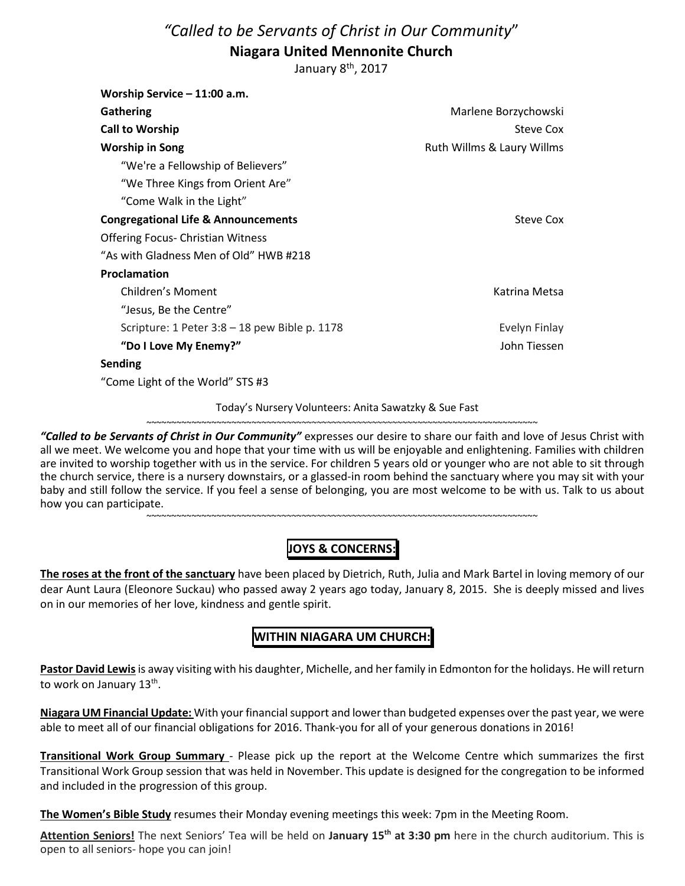# *"Called to be Servants of Christ in Our Community"*

## Niagara United Mennonite Church

January 8th, 2017

| | |
|---|---|
| **Worship Service – 11:00 a.m.** | |
| **Gathering** | Marlene Borzychowski |
| **Call to Worship** | Steve Cox |
| **Worship in Song** | Ruth Willms & Laury Willms |
| "We're a Fellowship of Believers" | |
| "We Three Kings from Orient Are" | |
| "Come Walk in the Light" | |
| **Congregational Life & Announcements** | Steve Cox |
| Offering Focus- Christian Witness | |
| "As with Gladness Men of Old" HWB #218 | |
| **Proclamation** | |
| Children's Moment | Katrina Metsa |
| "Jesus, Be the Centre" | |
| Scripture: 1 Peter 3:8 – 18 pew Bible p. 1178 | Evelyn Finlay |
| **"Do I Love My Enemy?"** | John Tiessen |
| **Sending** | |
| "Come Light of the World" STS #3 | |

Today's Nursery Volunteers: Anita Sawatzky & Sue Fast

~~~~~~~~~~~~~~~~~~~~~~~~~~~~~~~~~~~~~~~~~~~~~~~~~~~~~~~~~~~~~~~~~~~~~~~~~~~~~~~~~~~~

***"Called to be Servants of Christ in Our Community"*** expresses our desire to share our faith and love of Jesus Christ with all we meet. We welcome you and hope that your time with us will be enjoyable and enlightening. Families with children are invited to worship together with us in the service. For children 5 years old or younger who are not able to sit through the church service, there is a nursery downstairs, or a glassed-in room behind the sanctuary where you may sit with your baby and still follow the service. If you feel a sense of belonging, you are most welcome to be with us. Talk to us about how you can participate.

~~~~~~~~~~~~~~~~~~~~~~~~~~~~~~~~~~~~~~~~~~~~~~~~~~~~~~~~~~~~~~~~~~~~~~~~~~~~~~~~~~~~

## JOYS & CONCERNS:

**The roses at the front of the sanctuary** have been placed by Dietrich, Ruth, Julia and Mark Bartel in loving memory of our dear Aunt Laura (Eleonore Suckau) who passed away 2 years ago today, January 8, 2015. She is deeply missed and lives on in our memories of her love, kindness and gentle spirit.

## WITHIN NIAGARA UM CHURCH:

**Pastor David Lewis** is away visiting with his daughter, Michelle, and her family in Edmonton for the holidays. He will return to work on January 13th.

**Niagara UM Financial Update:** With your financial support and lower than budgeted expenses over the past year, we were able to meet all of our financial obligations for 2016. Thank-you for all of your generous donations in 2016!

**Transitional Work Group Summary** - Please pick up the report at the Welcome Centre which summarizes the first Transitional Work Group session that was held in November. This update is designed for the congregation to be informed and included in the progression of this group.

**The Women's Bible Study** resumes their Monday evening meetings this week: 7pm in the Meeting Room.

**Attention Seniors!** The next Seniors' Tea will be held on **January 15th at 3:30 pm** here in the church auditorium. This is open to all seniors- hope you can join!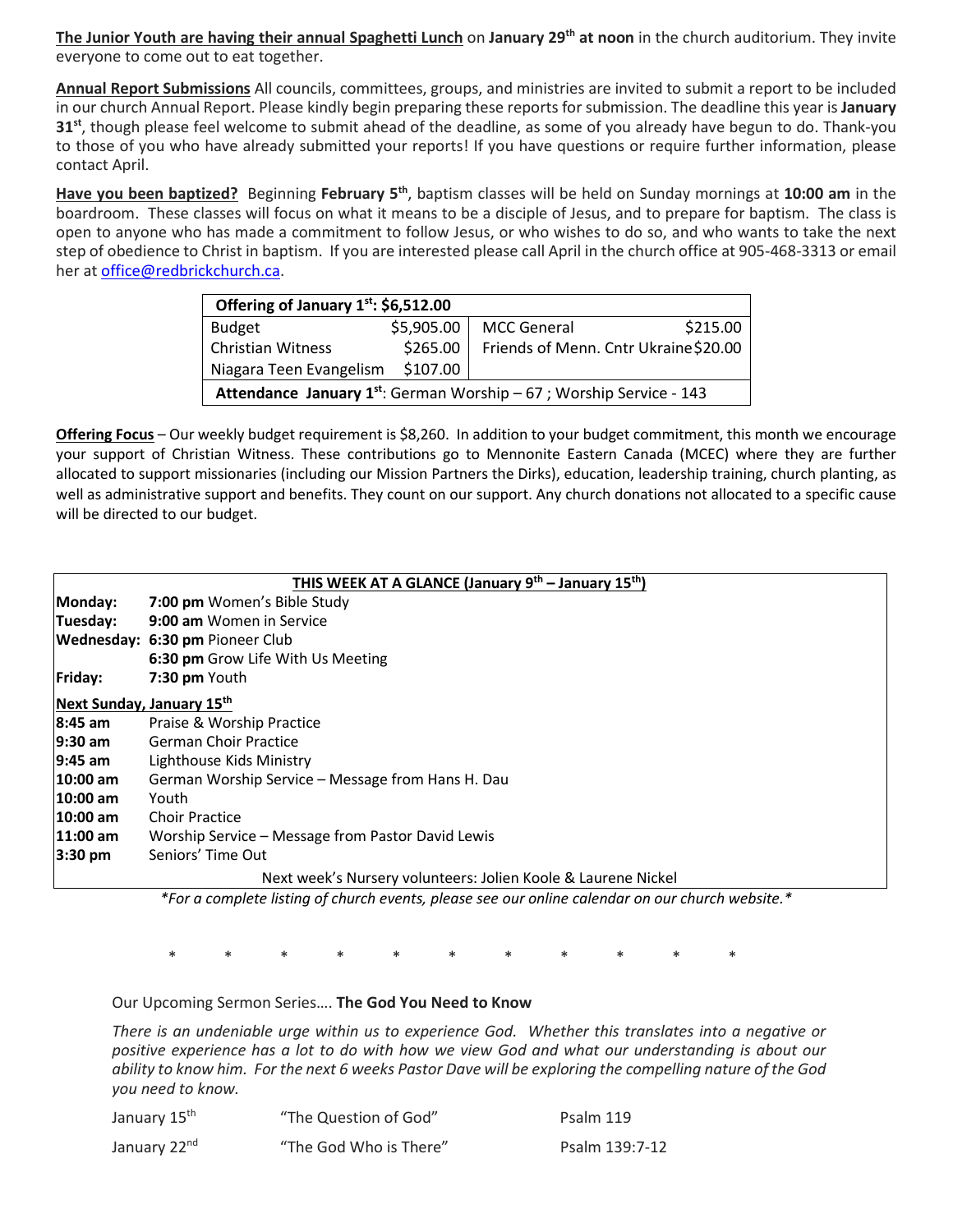**The Junior Youth are having their annual Spaghetti Lunch** on **January 29th at noon** in the church auditorium. They invite everyone to come out to eat together.

**Annual Report Submissions** All councils, committees, groups, and ministries are invited to submit a report to be included in our church Annual Report. Please kindly begin preparing these reports for submission. The deadline this year is **January 31st**, though please feel welcome to submit ahead of the deadline, as some of you already have begun to do. Thank-you to those of you who have already submitted your reports! If you have questions or require further information, please contact April.

**Have you been baptized?** Beginning **February 5th**, baptism classes will be held on Sunday mornings at **10:00 am** in the boardroom. These classes will focus on what it means to be a disciple of Jesus, and to prepare for baptism. The class is open to anyone who has made a commitment to follow Jesus, or who wishes to do so, and who wants to take the next step of obedience to Christ in baptism. If you are interested please call April in the church office at 905-468-3313 or email her at office@redbrickchurch.ca.

| **Offering of January 1st: $6,512.00** | | | |
|---|---|---|---|
| Budget | $5,905.00 | MCC General | $215.00 |
| Christian Witness | $265.00 | Friends of Menn. Cntr Ukraine | $20.00 |
| Niagara Teen Evangelism | $107.00 | | |
| **Attendance January 1st**: German Worship – 67 ; Worship Service - 143 | | | |

**Offering Focus** – Our weekly budget requirement is $8,260. In addition to your budget commitment, this month we encourage your support of Christian Witness. These contributions go to Mennonite Eastern Canada (MCEC) where they are further allocated to support missionaries (including our Mission Partners the Dirks), education, leadership training, church planting, as well as administrative support and benefits. They count on our support. Any church donations not allocated to a specific cause will be directed to our budget.

**THIS WEEK AT A GLANCE (January 9th – January 15th)**

| | |
|---|---|
| **Monday:** | **7:00 pm** Women's Bible Study |
| **Tuesday:** | **9:00 am** Women in Service |
| **Wednesday:** | **6:30 pm** Pioneer Club |
| | **6:30 pm** Grow Life With Us Meeting |
| **Friday:** | **7:30 pm** Youth |

**Next Sunday, January 15th**

| | |
|---|---|
| **8:45 am** | Praise & Worship Practice |
| **9:30 am** | German Choir Practice |
| **9:45 am** | Lighthouse Kids Ministry |
| **10:00 am** | German Worship Service – Message from Hans H. Dau |
| **10:00 am** | Youth |
| **10:00 am** | Choir Practice |
| **11:00 am** | Worship Service – Message from Pastor David Lewis |
| **3:30 pm** | Seniors' Time Out |

Next week's Nursery volunteers: Jolien Koole & Laurene Nickel

*\*For a complete listing of church events, please see our online calendar on our church website.\**

\*　　\*　　\*　　\*　　\*　　\*　　\*　　\*　　\*　　\*　　\*

Our Upcoming Sermon Series…. **The God You Need to Know**

*There is an undeniable urge within us to experience God. Whether this translates into a negative or positive experience has a lot to do with how we view God and what our understanding is about our ability to know him. For the next 6 weeks Pastor Dave will be exploring the compelling nature of the God you need to know.*

| | | |
|---|---|---|
| January 15th | "The Question of God" | Psalm 119 |
| January 22nd | "The God Who is There" | Psalm 139:7-12 |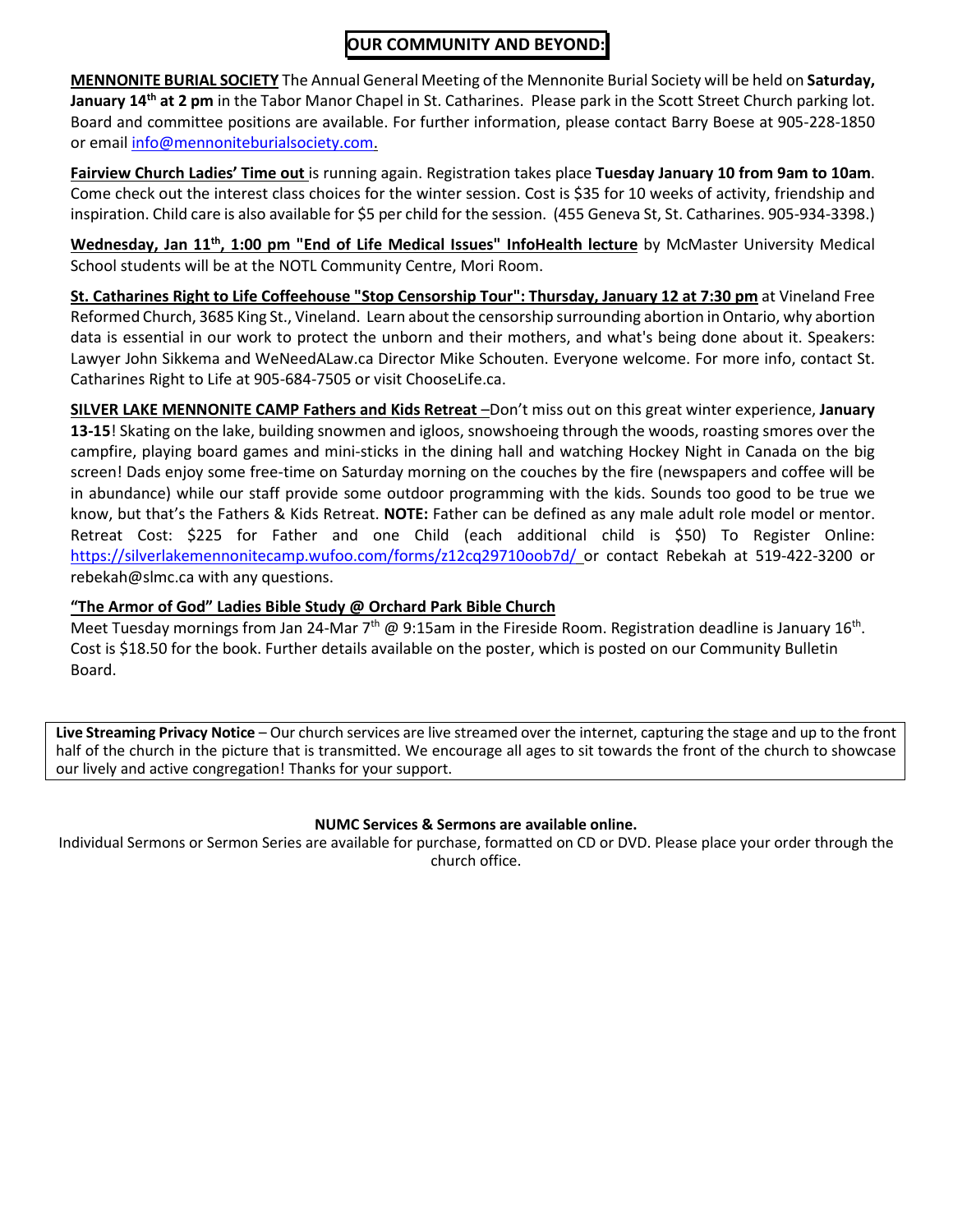## OUR COMMUNITY AND BEYOND:

**MENNONITE BURIAL SOCIETY** The Annual General Meeting of the Mennonite Burial Society will be held on **Saturday, January 14th at 2 pm** in the Tabor Manor Chapel in St. Catharines. Please park in the Scott Street Church parking lot. Board and committee positions are available. For further information, please contact Barry Boese at 905-228-1850 or email info@mennoniteburialsociety.com.

**Fairview Church Ladies' Time out** is running again. Registration takes place **Tuesday January 10 from 9am to 10am**. Come check out the interest class choices for the winter session. Cost is $35 for 10 weeks of activity, friendship and inspiration. Child care is also available for $5 per child for the session. (455 Geneva St, St. Catharines. 905-934-3398.)

**Wednesday, Jan 11th, 1:00 pm "End of Life Medical Issues" InfoHealth lecture** by McMaster University Medical School students will be at the NOTL Community Centre, Mori Room.

**St. Catharines Right to Life Coffeehouse "Stop Censorship Tour": Thursday, January 12 at 7:30 pm** at Vineland Free Reformed Church, 3685 King St., Vineland. Learn about the censorship surrounding abortion in Ontario, why abortion data is essential in our work to protect the unborn and their mothers, and what's being done about it. Speakers: Lawyer John Sikkema and WeNeedALaw.ca Director Mike Schouten. Everyone welcome. For more info, contact St. Catharines Right to Life at 905-684-7505 or visit ChooseLife.ca.

**SILVER LAKE MENNONITE CAMP Fathers and Kids Retreat** –Don't miss out on this great winter experience, **January 13-15**! Skating on the lake, building snowmen and igloos, snowshoeing through the woods, roasting smores over the campfire, playing board games and mini-sticks in the dining hall and watching Hockey Night in Canada on the big screen! Dads enjoy some free-time on Saturday morning on the couches by the fire (newspapers and coffee will be in abundance) while our staff provide some outdoor programming with the kids. Sounds too good to be true we know, but that's the Fathers & Kids Retreat. **NOTE:** Father can be defined as any male adult role model or mentor. Retreat Cost: $225 for Father and one Child (each additional child is $50) To Register Online: https://silverlakemennonitecamp.wufoo.com/forms/z12cq29710oob7d/ or contact Rebekah at 519-422-3200 or rebekah@slmc.ca with any questions.

**"The Armor of God" Ladies Bible Study @ Orchard Park Bible Church**

Meet Tuesday mornings from Jan 24-Mar 7th @ 9:15am in the Fireside Room. Registration deadline is January 16th. Cost is $18.50 for the book. Further details available on the poster, which is posted on our Community Bulletin Board.

**Live Streaming Privacy Notice** – Our church services are live streamed over the internet, capturing the stage and up to the front half of the church in the picture that is transmitted. We encourage all ages to sit towards the front of the church to showcase our lively and active congregation! Thanks for your support.

**NUMC Services & Sermons are available online.**

Individual Sermons or Sermon Series are available for purchase, formatted on CD or DVD. Please place your order through the church office.